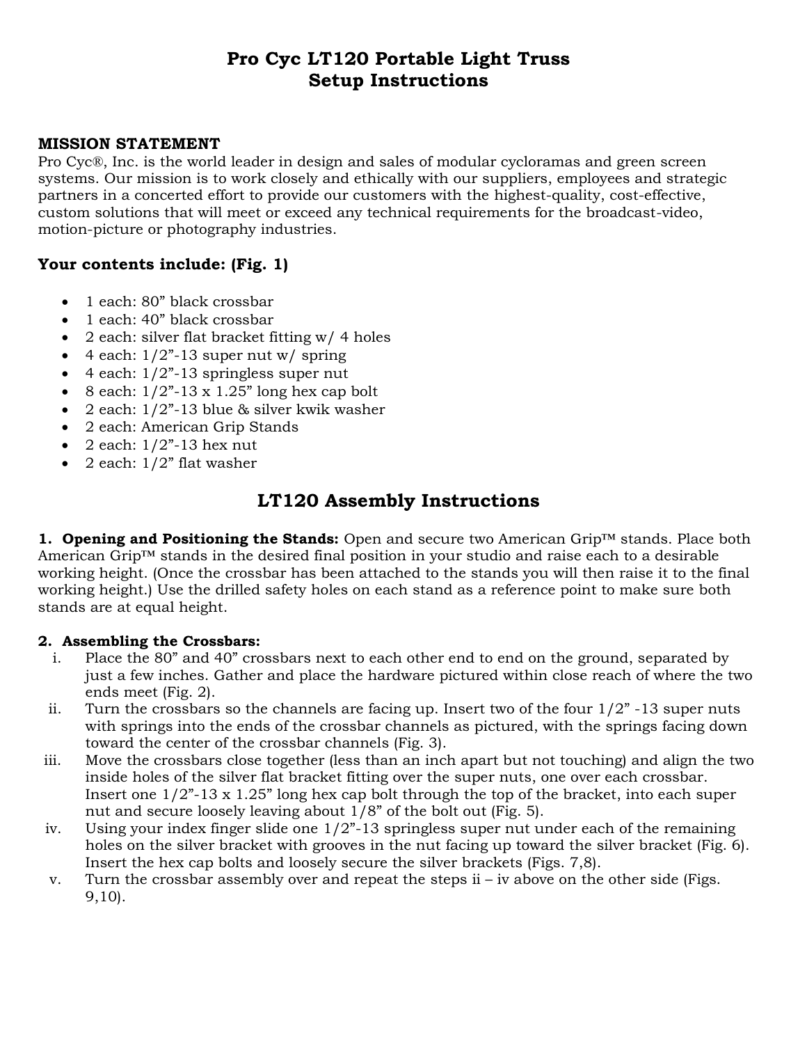# Pro Cyc LT120 Portable Light Truss
# Setup Instructions

**MISSION STATEMENT**
Pro Cyc®, Inc. is the world leader in design and sales of modular cycloramas and green screen systems. Our mission is to work closely and ethically with our suppliers, employees and strategic partners in a concerted effort to provide our customers with the highest-quality, cost-effective, custom solutions that will meet or exceed any technical requirements for the broadcast-video, motion-picture or photography industries.

### Your contents include: (Fig. 1)

- 1 each: 80" black crossbar
- 1 each: 40" black crossbar
- 2 each: silver flat bracket fitting w/ 4 holes
- 4 each: 1/2"-13 super nut w/ spring
- 4 each: 1/2"-13 springless super nut
- 8 each: 1/2"-13 x 1.25" long hex cap bolt
- 2 each: 1/2"-13 blue & silver kwik washer
- 2 each: American Grip Stands
- 2 each: 1/2"-13 hex nut
- 2 each: 1/2" flat washer

## LT120 Assembly Instructions

**1. Opening and Positioning the Stands:** Open and secure two American Grip™ stands. Place both American Grip™ stands in the desired final position in your studio and raise each to a desirable working height. (Once the crossbar has been attached to the stands you will then raise it to the final working height.) Use the drilled safety holes on each stand as a reference point to make sure both stands are at equal height.

**2. Assembling the Crossbars:**

i. Place the 80" and 40" crossbars next to each other end to end on the ground, separated by just a few inches. Gather and place the hardware pictured within close reach of where the two ends meet (Fig. 2).

ii. Turn the crossbars so the channels are facing up. Insert two of the four 1/2" -13 super nuts with springs into the ends of the crossbar channels as pictured, with the springs facing down toward the center of the crossbar channels (Fig. 3).

iii. Move the crossbars close together (less than an inch apart but not touching) and align the two inside holes of the silver flat bracket fitting over the super nuts, one over each crossbar. Insert one 1/2"-13 x 1.25" long hex cap bolt through the top of the bracket, into each super nut and secure loosely leaving about 1/8" of the bolt out (Fig. 5).

iv. Using your index finger slide one 1/2"-13 springless super nut under each of the remaining holes on the silver bracket with grooves in the nut facing up toward the silver bracket (Fig. 6). Insert the hex cap bolts and loosely secure the silver brackets (Figs. 7,8).

v. Turn the crossbar assembly over and repeat the steps ii – iv above on the other side (Figs. 9,10).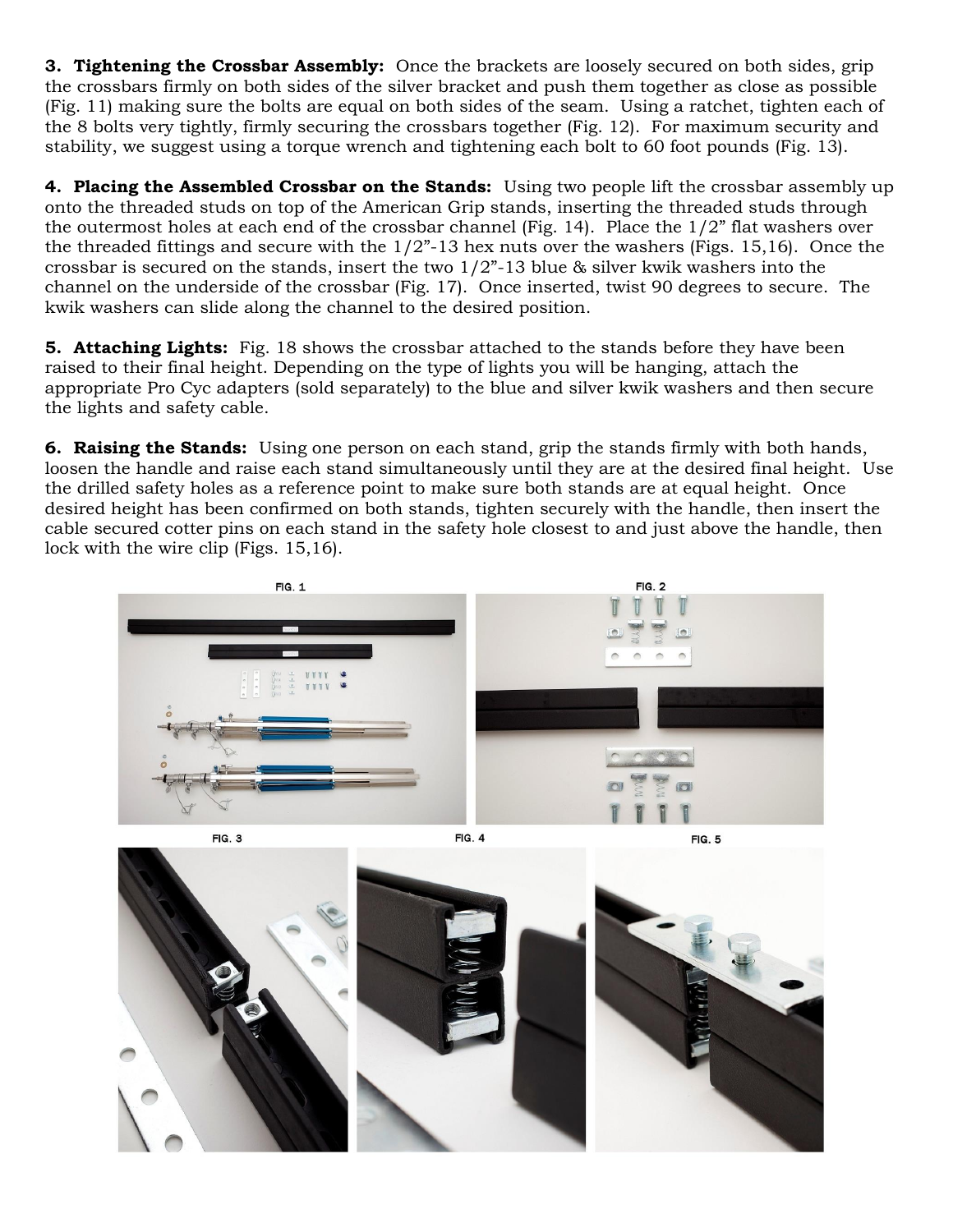**3. Tightening the Crossbar Assembly:** Once the brackets are loosely secured on both sides, grip the crossbars firmly on both sides of the silver bracket and push them together as close as possible (Fig. 11) making sure the bolts are equal on both sides of the seam. Using a ratchet, tighten each of the 8 bolts very tightly, firmly securing the crossbars together (Fig. 12). For maximum security and stability, we suggest using a torque wrench and tightening each bolt to 60 foot pounds (Fig. 13).

**4. Placing the Assembled Crossbar on the Stands:** Using two people lift the crossbar assembly up onto the threaded studs on top of the American Grip stands, inserting the threaded studs through the outermost holes at each end of the crossbar channel (Fig. 14). Place the 1/2" flat washers over the threaded fittings and secure with the 1/2"-13 hex nuts over the washers (Figs. 15,16). Once the crossbar is secured on the stands, insert the two 1/2"-13 blue & silver kwik washers into the channel on the underside of the crossbar (Fig. 17). Once inserted, twist 90 degrees to secure. The kwik washers can slide along the channel to the desired position.

**5. Attaching Lights:** Fig. 18 shows the crossbar attached to the stands before they have been raised to their final height. Depending on the type of lights you will be hanging, attach the appropriate Pro Cyc adapters (sold separately) to the blue and silver kwik washers and then secure the lights and safety cable.

**6. Raising the Stands:** Using one person on each stand, grip the stands firmly with both hands, loosen the handle and raise each stand simultaneously until they are at the desired final height. Use the drilled safety holes as a reference point to make sure both stands are at equal height. Once desired height has been confirmed on both stands, tighten securely with the handle, then insert the cable secured cotter pins on each stand in the safety hole closest to and just above the handle, then lock with the wire clip (Figs. 15,16).

FIG. 1

FIG. 2

FIG. 3

FIG. 4

FIG. 5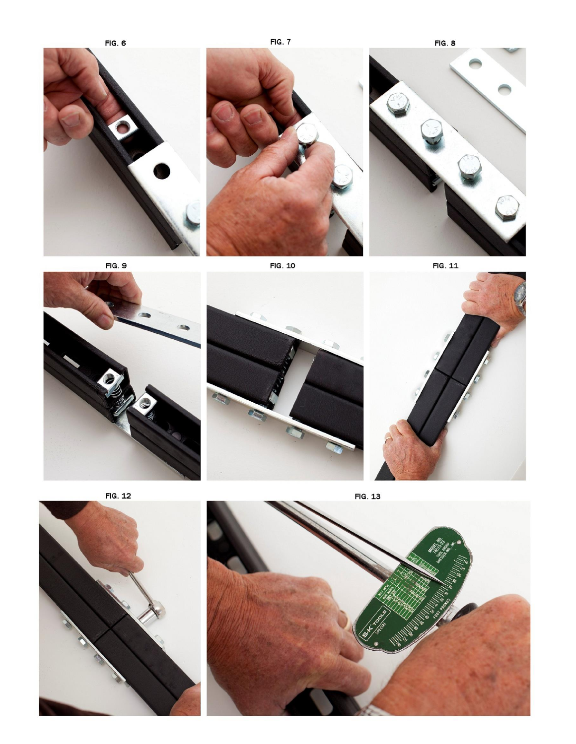FIG. 6

FIG. 7

FIG. 8

FIG. 9

FIG. 10

FIG. 11

FIG. 12

FIG. 13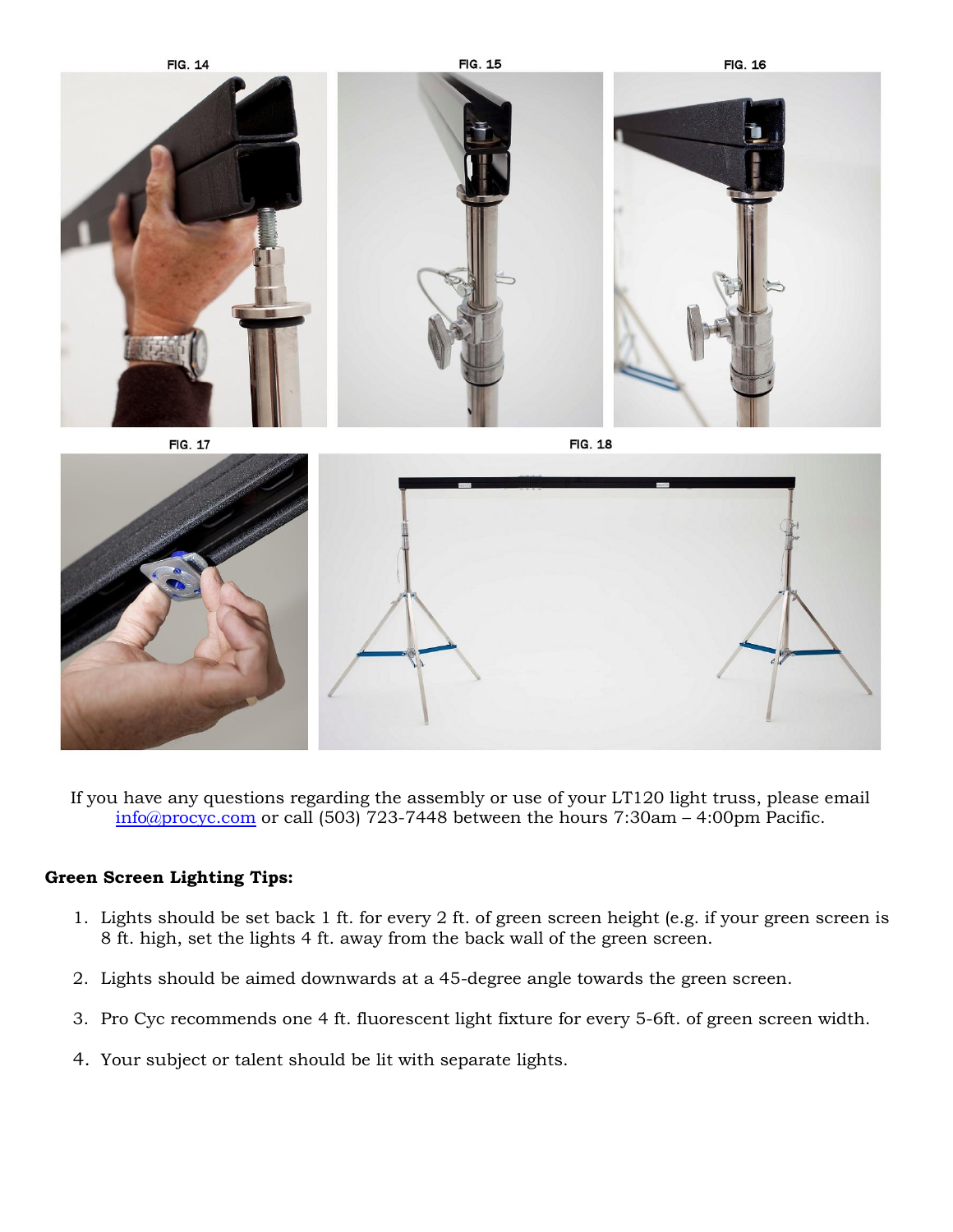FIG. 14

FIG. 15

FIG. 16

FIG. 17

FIG. 18

If you have any questions regarding the assembly or use of your LT120 light truss, please email info@procyc.com or call (503) 723-7448 between the hours 7:30am – 4:00pm Pacific.

**Green Screen Lighting Tips:**

1. Lights should be set back 1 ft. for every 2 ft. of green screen height (e.g. if your green screen is 8 ft. high, set the lights 4 ft. away from the back wall of the green screen.
2. Lights should be aimed downwards at a 45-degree angle towards the green screen.
3. Pro Cyc recommends one 4 ft. fluorescent light fixture for every 5-6ft. of green screen width.
4. Your subject or talent should be lit with separate lights.